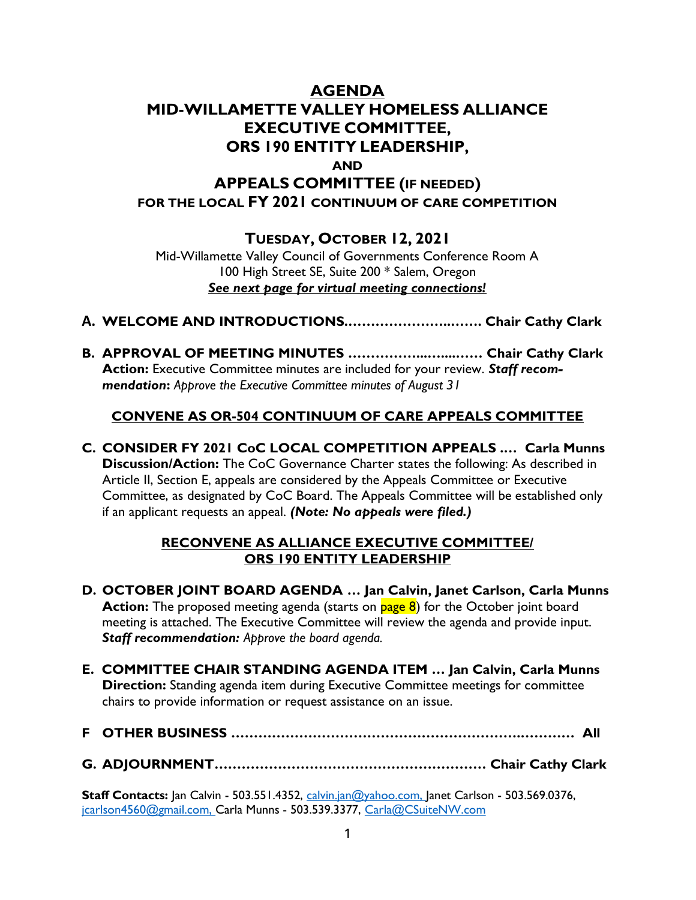# AGENDA

## MID-WILLAMETTE VALLEY HOMELESS ALLIANCE EXECUTIVE COMMITTEE, ORS 190 ENTITY LEADERSHIP, AND APPEALS COMMITTEE (IF NEEDED) FOR THE LOCAL FY 2021 CONTINUUM OF CARE COMPETITION

### TUESDAY, OCTOBER 12, 2021

Mid-Willamette Valley Council of Governments Conference Room A
100 High Street SE, Suite 200 * Salem, Oregon
***See next page for virtual meeting connections!***

**A. WELCOME AND INTRODUCTIONS……………………..……. Chair Cathy Clark**

**B. APPROVAL OF MEETING MINUTES …………….…….……. Chair Cathy Clark**
**Action:** Executive Committee minutes are included for your review. ***Staff recommendation:*** *Approve the Executive Committee minutes of August 31*

**CONVENE AS OR-504 CONTINUUM OF CARE APPEALS COMMITTEE**

**C. CONSIDER FY 2021 CoC LOCAL COMPETITION APPEALS …. Carla Munns**
**Discussion/Action:** The CoC Governance Charter states the following: As described in Article II, Section E, appeals are considered by the Appeals Committee or Executive Committee, as designated by CoC Board. The Appeals Committee will be established only if an applicant requests an appeal. ***(Note: No appeals were filed.)***

**RECONVENE AS ALLIANCE EXECUTIVE COMMITTEE/ ORS 190 ENTITY LEADERSHIP**

**D. OCTOBER JOINT BOARD AGENDA … Jan Calvin, Janet Carlson, Carla Munns**
**Action:** The proposed meeting agenda (starts on page 8) for the October joint board meeting is attached. The Executive Committee will review the agenda and provide input. ***Staff recommendation:*** *Approve the board agenda.*

**E. COMMITTEE CHAIR STANDING AGENDA ITEM … Jan Calvin, Carla Munns**
**Direction:** Standing agenda item during Executive Committee meetings for committee chairs to provide information or request assistance on an issue.

**F OTHER BUSINESS ………………………………………………………….………… All**

**G. ADJOURNMENT…………………………………………………… Chair Cathy Clark**

**Staff Contacts:** Jan Calvin - 503.551.4352, calvin.jan@yahoo.com, Janet Carlson - 503.569.0376, jcarlson4560@gmail.com, Carla Munns - 503.539.3377, Carla@CSuiteNW.com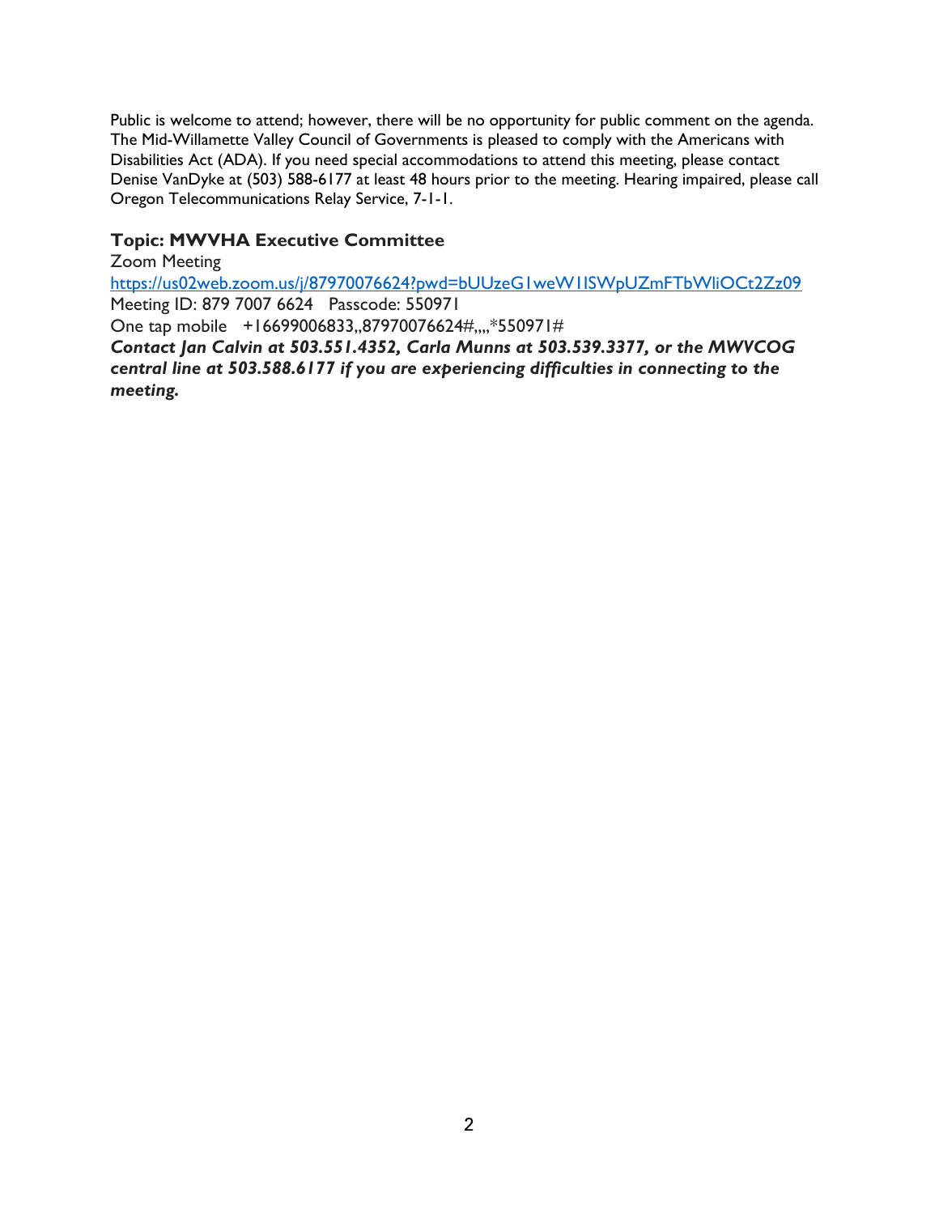Public is welcome to attend; however, there will be no opportunity for public comment on the agenda. The Mid-Willamette Valley Council of Governments is pleased to comply with the Americans with Disabilities Act (ADA). If you need special accommodations to attend this meeting, please contact Denise VanDyke at (503) 588-6177 at least 48 hours prior to the meeting. Hearing impaired, please call Oregon Telecommunications Relay Service, 7-1-1.

**Topic: MWVHA Executive Committee**

Zoom Meeting
https://us02web.zoom.us/j/87970076624?pwd=bUUzeG1weW1ISWpUZmFTbWliOCt2Zz09
Meeting ID: 879 7007 6624   Passcode: 550971
One tap mobile   +16699006833,,87970076624#,,,,*550971#

***Contact Jan Calvin at 503.551.4352, Carla Munns at 503.539.3377, or the MWVCOG central line at 503.588.6177 if you are experiencing difficulties in connecting to the meeting.***